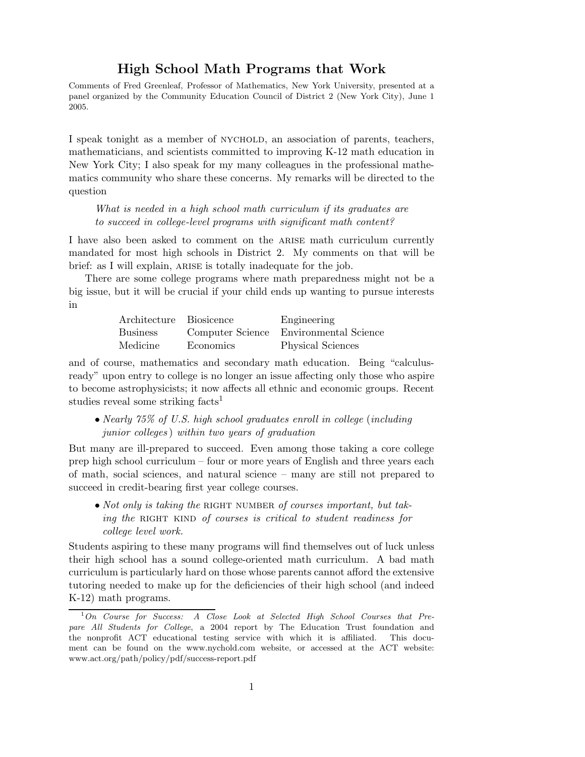# High School Math Programs that Work

Comments of Fred Greenleaf, Professor of Mathematics, New York University, presented at a panel organized by the Community Education Council of District 2 (New York City), June 1 2005.

I speak tonight as a member of NYCHOLD, an association of parents, teachers, mathematicians, and scientists committed to improving K-12 math education in New York City; I also speak for my many colleagues in the professional mathematics community who share these concerns. My remarks will be directed to the question

> *What is needed in a high school math curriculum if its graduates are to succeed in college-level programs with significant math content?*

I have also been asked to comment on the ARISE math curriculum currently mandated for most high schools in District 2. My comments on that will be brief: as I will explain, ARISE is totally inadequate for the job.

There are some college programs where math preparedness might not be a big issue, but it will be crucial if your child ends up wanting to pursue interests in

| | | |
|---|---|---|
| Architecture | Biosicence | Engineering |
| Business | Computer Science | Environmental Science |
| Medicine | Economics | Physical Sciences |

and of course, mathematics and secondary math education. Being "calculus-ready" upon entry to college is no longer an issue affecting only those who aspire to become astrophysicists; it now affects all ethnic and economic groups. Recent studies reveal some striking facts[1]

- *Nearly 75% of U.S. high school graduates enroll in college (including junior colleges) within two years of graduation*

But many are ill-prepared to succeed. Even among those taking a core college prep high school curriculum – four or more years of English and three years each of math, social sciences, and natural science – many are still not prepared to succeed in credit-bearing first year college courses.

- *Not only is taking the* RIGHT NUMBER *of courses important, but taking the* RIGHT KIND *of courses is critical to student readiness for college level work.*

Students aspiring to these many programs will find themselves out of luck unless their high school has a sound college-oriented math curriculum. A bad math curriculum is particularly hard on those whose parents cannot afford the extensive tutoring needed to make up for the deficiencies of their high school (and indeed K-12) math programs.

---

[1] *On Course for Success: A Close Look at Selected High School Courses that Prepare All Students for College*, a 2004 report by The Education Trust foundation and the nonprofit ACT educational testing service with which it is affiliated. This document can be found on the www.nychold.com website, or accessed at the ACT website: www.act.org/path/policy/pdf/success-report.pdf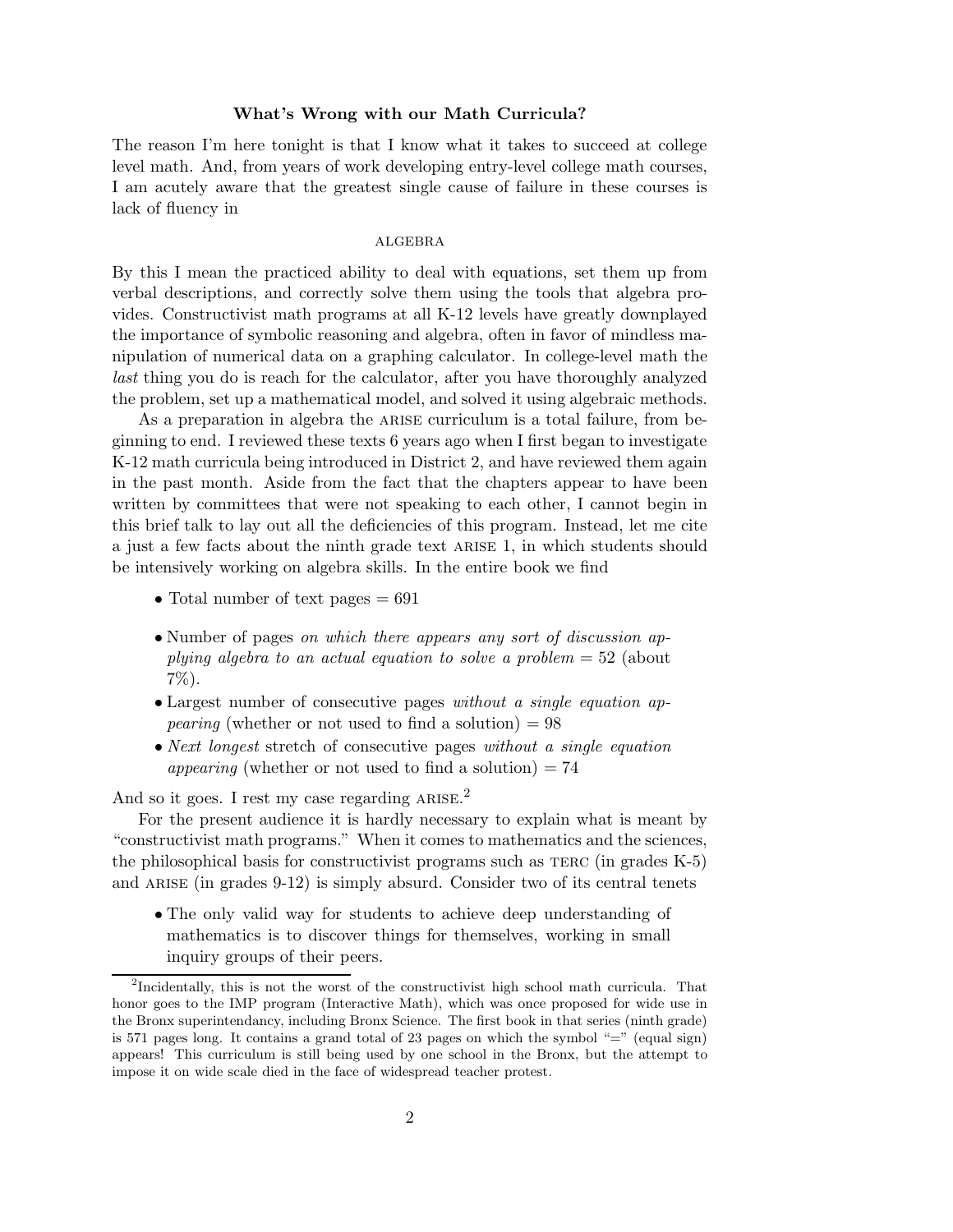**What's Wrong with our Math Curricula?**

The reason I'm here tonight is that I know what it takes to succeed at college level math. And, from years of work developing entry-level college math courses, I am acutely aware that the greatest single cause of failure in these courses is lack of fluency in

ALGEBRA

By this I mean the practiced ability to deal with equations, set them up from verbal descriptions, and correctly solve them using the tools that algebra provides. Constructivist math programs at all K-12 levels have greatly downplayed the importance of symbolic reasoning and algebra, often in favor of mindless manipulation of numerical data on a graphing calculator. In college-level math the *last* thing you do is reach for the calculator, after you have thoroughly analyzed the problem, set up a mathematical model, and solved it using algebraic methods.

As a preparation in algebra the ARISE curriculum is a total failure, from beginning to end. I reviewed these texts 6 years ago when I first began to investigate K-12 math curricula being introduced in District 2, and have reviewed them again in the past month. Aside from the fact that the chapters appear to have been written by committees that were not speaking to each other, I cannot begin in this brief talk to lay out all the deficiencies of this program. Instead, let me cite a just a few facts about the ninth grade text ARISE 1, in which students should be intensively working on algebra skills. In the entire book we find

- Total number of text pages = 691
- Number of pages *on which there appears any sort of discussion applying algebra to an actual equation to solve a problem* = 52 (about 7%).
- Largest number of consecutive pages *without a single equation appearing* (whether or not used to find a solution) = 98
- *Next longest* stretch of consecutive pages *without a single equation appearing* (whether or not used to find a solution) = 74

And so it goes. I rest my case regarding ARISE.[2]

For the present audience it is hardly necessary to explain what is meant by "constructivist math programs." When it comes to mathematics and the sciences, the philosophical basis for constructivist programs such as TERC (in grades K-5) and ARISE (in grades 9-12) is simply absurd. Consider two of its central tenets

- The only valid way for students to achieve deep understanding of mathematics is to discover things for themselves, working in small inquiry groups of their peers.

[2]Incidentally, this is not the worst of the constructivist high school math curricula. That honor goes to the IMP program (Interactive Math), which was once proposed for wide use in the Bronx superintendancy, including Bronx Science. The first book in that series (ninth grade) is 571 pages long. It contains a grand total of 23 pages on which the symbol "=" (equal sign) appears! This curriculum is still being used by one school in the Bronx, but the attempt to impose it on wide scale died in the face of widespread teacher protest.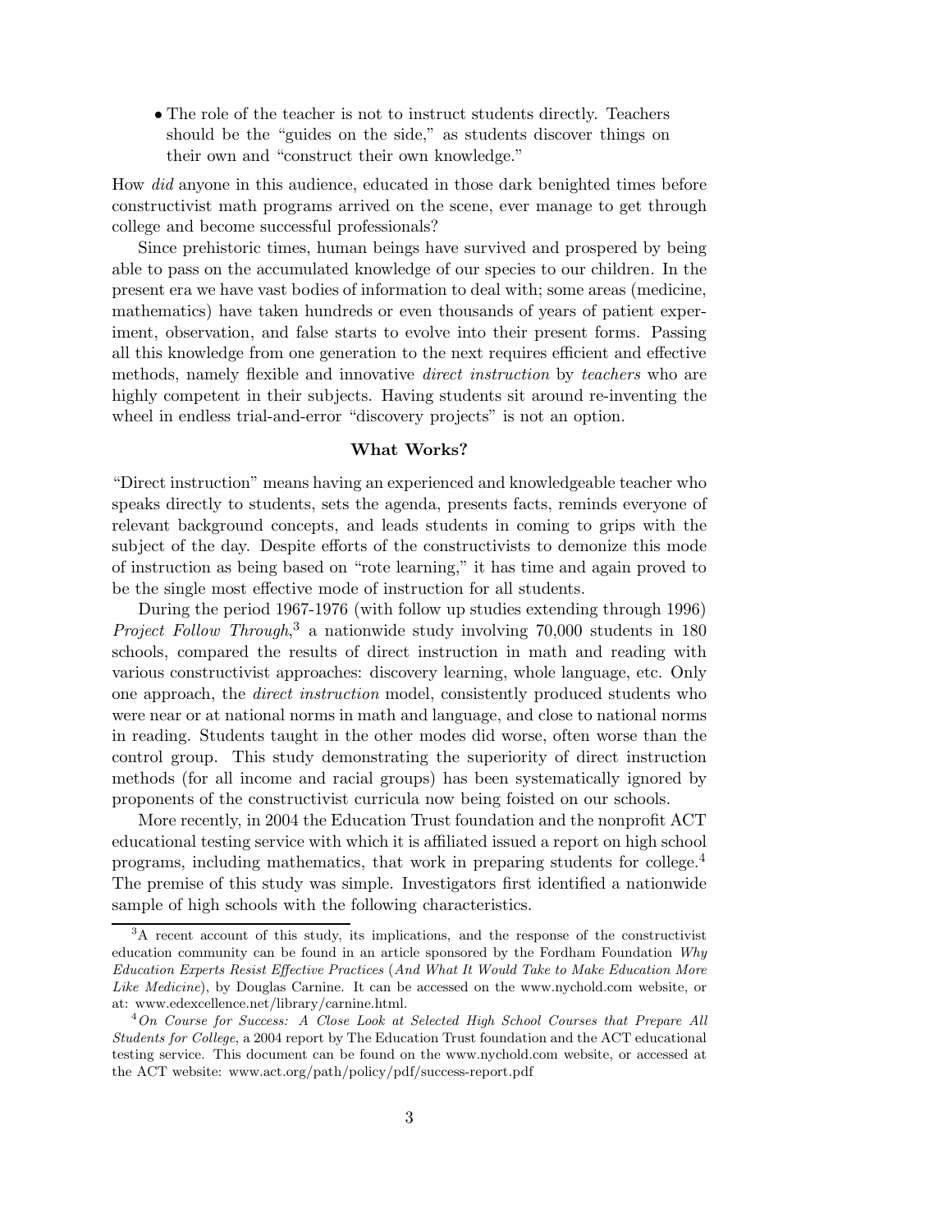- The role of the teacher is not to instruct students directly. Teachers should be the "guides on the side," as students discover things on their own and "construct their own knowledge."

How *did* anyone in this audience, educated in those dark benighted times before constructivist math programs arrived on the scene, ever manage to get through college and become successful professionals?

Since prehistoric times, human beings have survived and prospered by being able to pass on the accumulated knowledge of our species to our children. In the present era we have vast bodies of information to deal with; some areas (medicine, mathematics) have taken hundreds or even thousands of years of patient experiment, observation, and false starts to evolve into their present forms. Passing all this knowledge from one generation to the next requires efficient and effective methods, namely flexible and innovative *direct instruction* by *teachers* who are highly competent in their subjects. Having students sit around re-inventing the wheel in endless trial-and-error "discovery projects" is not an option.

### What Works?

"Direct instruction" means having an experienced and knowledgeable teacher who speaks directly to students, sets the agenda, presents facts, reminds everyone of relevant background concepts, and leads students in coming to grips with the subject of the day. Despite efforts of the constructivists to demonize this mode of instruction as being based on "rote learning," it has time and again proved to be the single most effective mode of instruction for all students.

During the period 1967-1976 (with follow up studies extending through 1996) *Project Follow Through*,[3] a nationwide study involving 70,000 students in 180 schools, compared the results of direct instruction in math and reading with various constructivist approaches: discovery learning, whole language, etc. Only one approach, the *direct instruction* model, consistently produced students who were near or at national norms in math and language, and close to national norms in reading. Students taught in the other modes did worse, often worse than the control group. This study demonstrating the superiority of direct instruction methods (for all income and racial groups) has been systematically ignored by proponents of the constructivist curricula now being foisted on our schools.

More recently, in 2004 the Education Trust foundation and the nonprofit ACT educational testing service with which it is affiliated issued a report on high school programs, including mathematics, that work in preparing students for college.[4] The premise of this study was simple. Investigators first identified a nationwide sample of high schools with the following characteristics.

---

[3] A recent account of this study, its implications, and the response of the constructivist education community can be found in an article sponsored by the Fordham Foundation *Why Education Experts Resist Effective Practices* (*And What It Would Take to Make Education More Like Medicine*), by Douglas Carnine. It can be accessed on the www.nychold.com website, or at: www.edexcellence.net/library/carnine.html.

[4] *On Course for Success: A Close Look at Selected High School Courses that Prepare All Students for College*, a 2004 report by The Education Trust foundation and the ACT educational testing service. This document can be found on the www.nychold.com website, or accessed at the ACT website: www.act.org/path/policy/pdf/success-report.pdf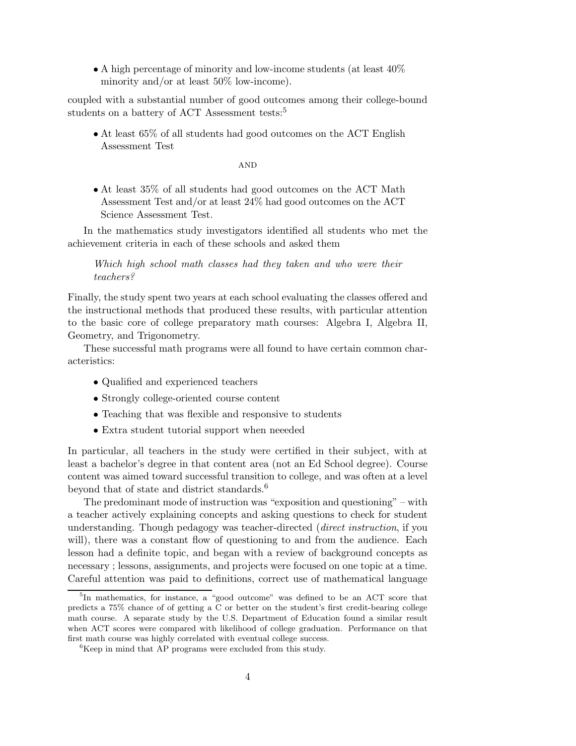- A high percentage of minority and low-income students (at least 40% minority and/or at least 50% low-income).

coupled with a substantial number of good outcomes among their college-bound students on a battery of ACT Assessment tests:[5]

- At least 65% of all students had good outcomes on the ACT English Assessment Test

AND

- At least 35% of all students had good outcomes on the ACT Math Assessment Test and/or at least 24% had good outcomes on the ACT Science Assessment Test.

In the mathematics study investigators identified all students who met the achievement criteria in each of these schools and asked them

> *Which high school math classes had they taken and who were their teachers?*

Finally, the study spent two years at each school evaluating the classes offered and the instructional methods that produced these results, with particular attention to the basic core of college preparatory math courses: Algebra I, Algebra II, Geometry, and Trigonometry.

These successful math programs were all found to have certain common characteristics:

- Qualified and experienced teachers
- Strongly college-oriented course content
- Teaching that was flexible and responsive to students
- Extra student tutorial support when neeeded

In particular, all teachers in the study were certified in their subject, with at least a bachelor's degree in that content area (not an Ed School degree). Course content was aimed toward successful transition to college, and was often at a level beyond that of state and district standards.[6]

The predominant mode of instruction was "exposition and questioning" – with a teacher actively explaining concepts and asking questions to check for student understanding. Though pedagogy was teacher-directed (*direct instruction*, if you will), there was a constant flow of questioning to and from the audience. Each lesson had a definite topic, and began with a review of background concepts as necessary ; lessons, assignments, and projects were focused on one topic at a time. Careful attention was paid to definitions, correct use of mathematical language

---

[5] In mathematics, for instance, a "good outcome" was defined to be an ACT score that predicts a 75% chance of of getting a C or better on the student's first credit-bearing college math course. A separate study by the U.S. Department of Education found a similar result when ACT scores were compared with likelihood of college graduation. Performance on that first math course was highly correlated with eventual college success.

[6] Keep in mind that AP programs were excluded from this study.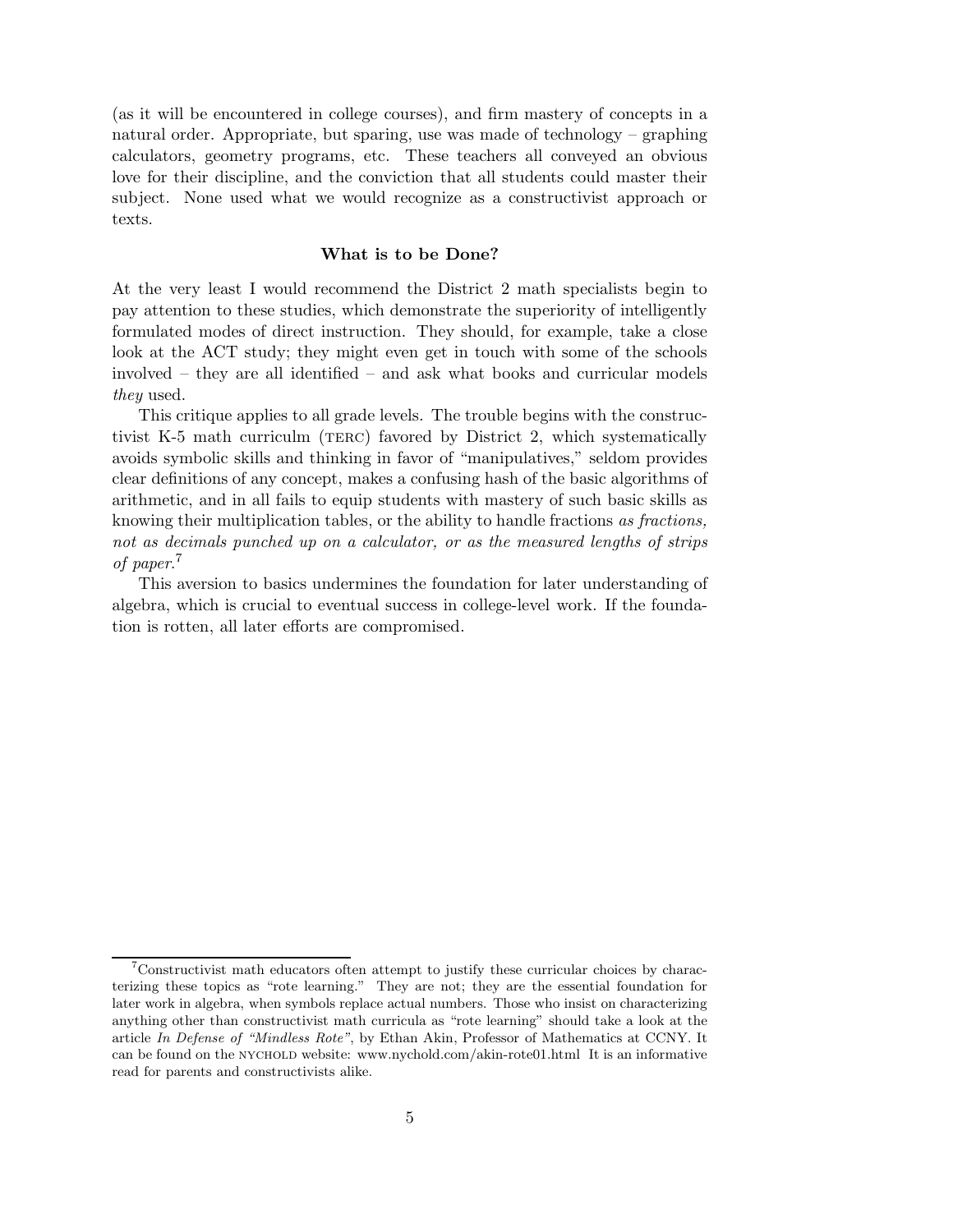(as it will be encountered in college courses), and firm mastery of concepts in a natural order. Appropriate, but sparing, use was made of technology – graphing calculators, geometry programs, etc. These teachers all conveyed an obvious love for their discipline, and the conviction that all students could master their subject. None used what we would recognize as a constructivist approach or texts.

### What is to be Done?

At the very least I would recommend the District 2 math specialists begin to pay attention to these studies, which demonstrate the superiority of intelligently formulated modes of direct instruction. They should, for example, take a close look at the ACT study; they might even get in touch with some of the schools involved – they are all identified – and ask what books and curricular models *they* used.

This critique applies to all grade levels. The trouble begins with the constructivist K-5 math curriculm (TERC) favored by District 2, which systematically avoids symbolic skills and thinking in favor of "manipulatives," seldom provides clear definitions of any concept, makes a confusing hash of the basic algorithms of arithmetic, and in all fails to equip students with mastery of such basic skills as knowing their multiplication tables, or the ability to handle fractions *as fractions, not as decimals punched up on a calculator, or as the measured lengths of strips of paper.*[7]

This aversion to basics undermines the foundation for later understanding of algebra, which is crucial to eventual success in college-level work. If the foundation is rotten, all later efforts are compromised.

---

[7] Constructivist math educators often attempt to justify these curricular choices by characterizing these topics as "rote learning." They are not; they are the essential foundation for later work in algebra, when symbols replace actual numbers. Those who insist on characterizing anything other than constructivist math curricula as "rote learning" should take a look at the article *In Defense of "Mindless Rote"*, by Ethan Akin, Professor of Mathematics at CCNY. It can be found on the NYCHOLD website: www.nychold.com/akin-rote01.html It is an informative read for parents and constructivists alike.